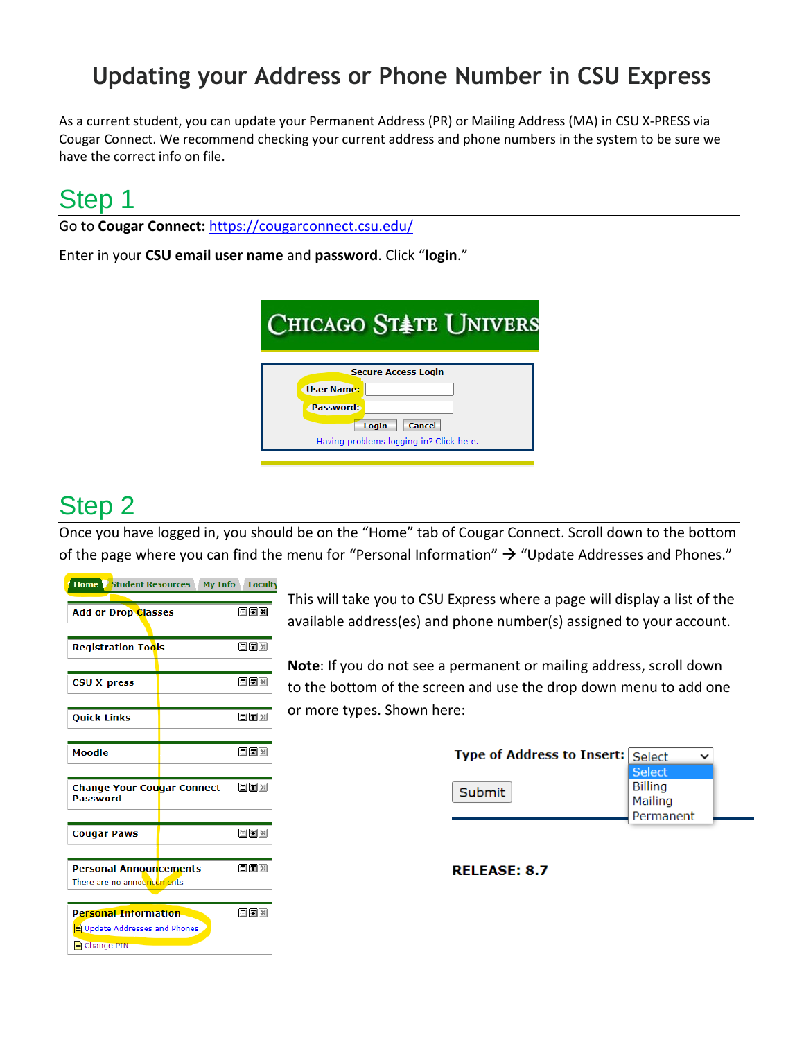# Updating your Address or Phone Number in CSU Express

As a current student, you can update your Permanent Address (PR) or Mailing Address (MA) in CSU X-PRESS via Cougar Connect. We recommend checking your current address and phone numbers in the system to be sure we have the correct info on file.

## Step 1

Go to **Cougar Connect:** https://cougarconnect.csu.edu/

Enter in your **CSU email user name** and **password**. Click "**login**."

## Step 2

Once you have logged in, you should be on the "Home" tab of Cougar Connect. Scroll down to the bottom of the page where you can find the menu for "Personal Information" → "Update Addresses and Phones."

This will take you to CSU Express where a page will display a list of the available address(es) and phone number(s) assigned to your account.

**Note**: If you do not see a permanent or mailing address, scroll down to the bottom of the screen and use the drop down menu to add one or more types. Shown here: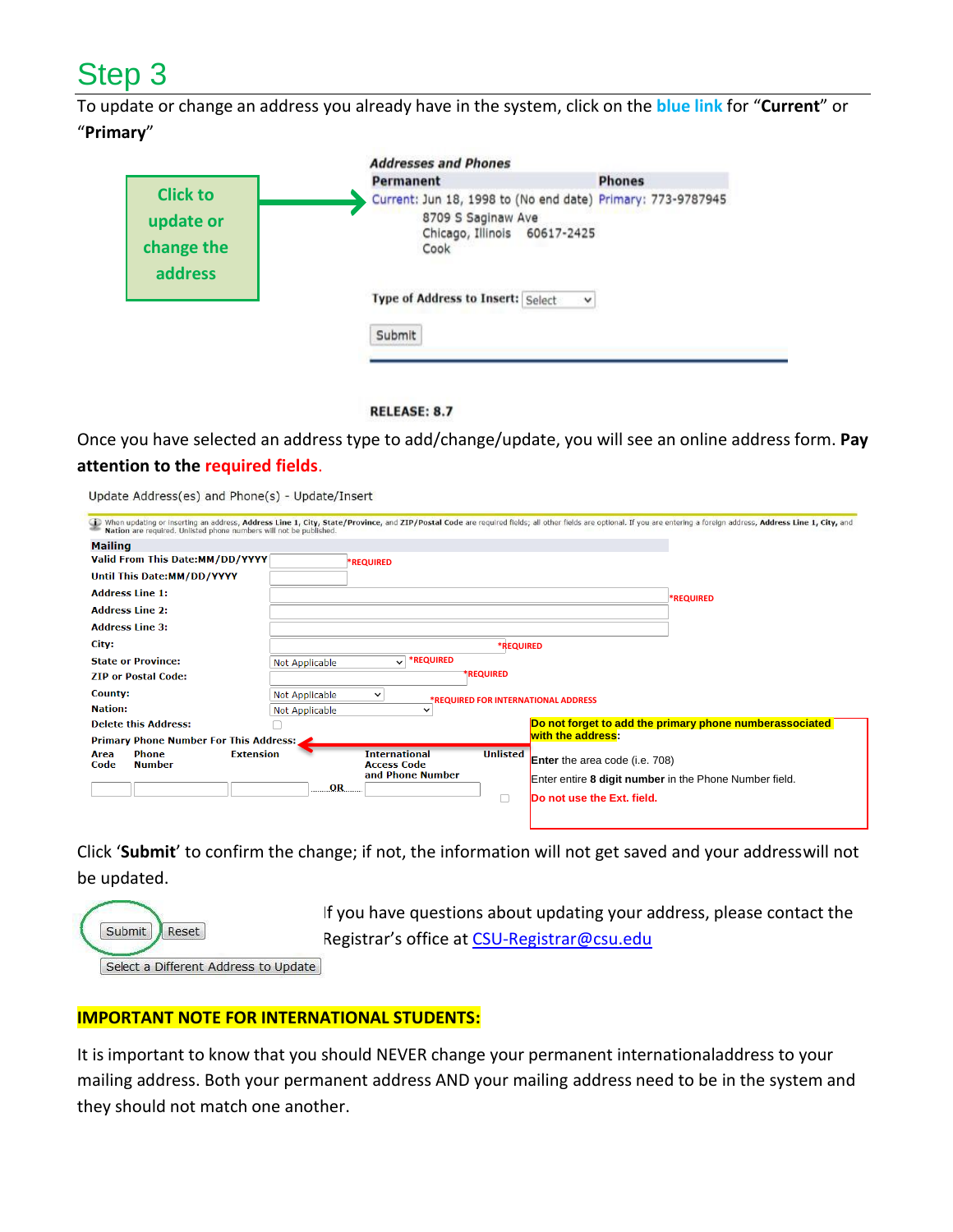# Step 3

To update or change an address you already have in the system, click on the **blue link** for "**Current**" or "**Primary**"

Click to update or change the address

**Addresses and Phones**

| Permanent | Phones |
|---|---|
| Current: Jun 18, 1998 to (No end date) | Primary: 773-9787945 |
| 8709 S Saginaw Ave<br>Chicago, Illinois 60617-2425<br>Cook | |

Type of Address to Insert: Select

Submit

**RELEASE: 8.7**

Once you have selected an address type to add/change/update, you will see an online address form. **Pay attention to the required fields.**

Update Address(es) and Phone(s) - Update/Insert

When updating or inserting an address, **Address Line 1**, **City**, **State/Province**, and **ZIP/Postal Code** are required fields; all other fields are optional. If you are entering a foreign address, **Address Line 1**, **City**, and **Nation** are required. Unlisted phone numbers will not be published.

**Mailing**

- **Valid From This Date:MM/DD/YYYY** *REQUIRED
- **Until This Date:MM/DD/YYYY**
- **Address Line 1:** *REQUIRED
- **Address Line 2:**
- **Address Line 3:**
- **City:** *REQUIRED
- **State or Province:** Not Applicable *REQUIRED
- **ZIP or Postal Code:** *REQUIRED
- **County:** Not Applicable
- **Nation:** Not Applicable *REQUIRED FOR INTERNATIONAL ADDRESS
- **Delete this Address:**
- **Primary Phone Number For This Address:**

| Area Code | Phone Number | Extension | | International Access Code and Phone Number | Unlisted |
|---|---|---|---|---|---|
| | | | OR | | |

**Do not forget to add the primary phone numberassociated with the address:**

**Enter** the area code (i.e. 708)

Enter entire **8 digit number** in the Phone Number field.

**Do not use the Ext. field.**

Click '**Submit**' to confirm the change; if not, the information will not get saved and your addresswill not be updated.

Submit Reset

Select a Different Address to Update

If you have questions about updating your address, please contact the Registrar's office at [CSU-Registrar@csu.edu](mailto:CSU-Registrar@csu.edu)

**IMPORTANT NOTE FOR INTERNATIONAL STUDENTS:**

It is important to know that you should NEVER change your permanent internationaladdress to your mailing address. Both your permanent address AND your mailing address need to be in the system and they should not match one another.